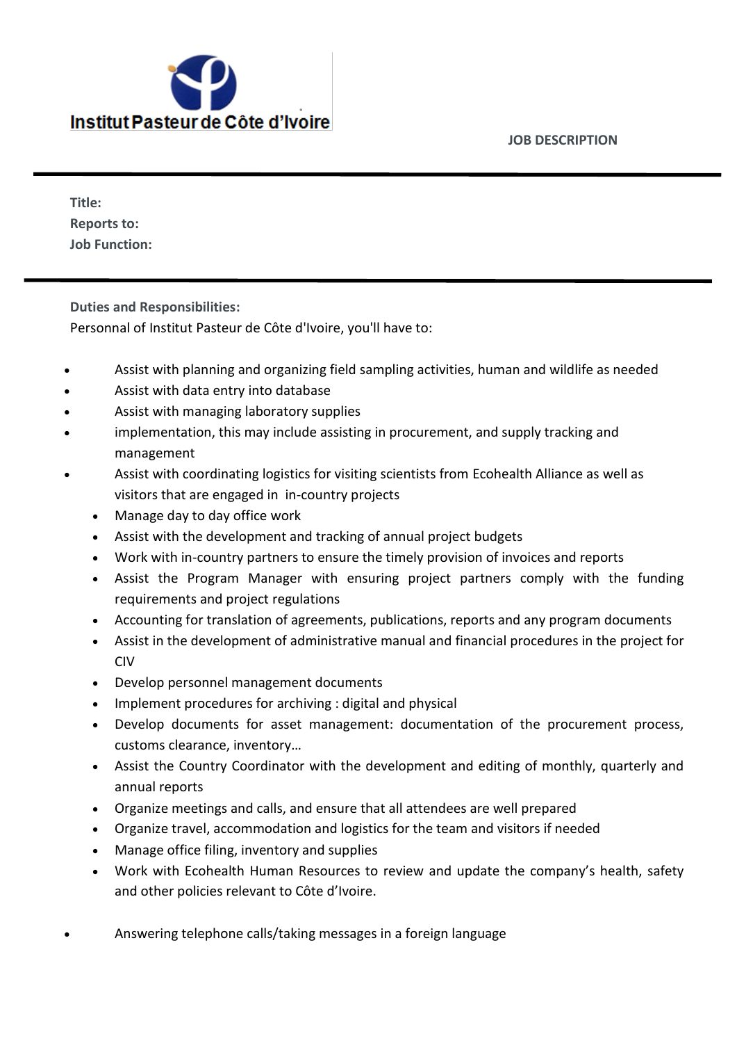**Institut Pasteur de Côte d'Ivoire**

**JOB DESCRIPTION**

---

**Title:**
**Reports to:**
**Job Function:**

---

**Duties and Responsibilities:**

Personnal of Institut Pasteur de Côte d'Ivoire, you'll have to:

- Assist with planning and organizing field sampling activities, human and wildlife as needed
- Assist with data entry into database
- Assist with managing laboratory supplies
- implementation, this may include assisting in procurement, and supply tracking and management
- Assist with coordinating logistics for visiting scientists from Ecohealth Alliance as well as visitors that are engaged in in-country projects
    - Manage day to day office work
    - Assist with the development and tracking of annual project budgets
    - Work with in-country partners to ensure the timely provision of invoices and reports
    - Assist the Program Manager with ensuring project partners comply with the funding requirements and project regulations
    - Accounting for translation of agreements, publications, reports and any program documents
    - Assist in the development of administrative manual and financial procedures in the project for CIV
    - Develop personnel management documents
    - Implement procedures for archiving : digital and physical
    - Develop documents for asset management: documentation of the procurement process, customs clearance, inventory…
    - Assist the Country Coordinator with the development and editing of monthly, quarterly and annual reports
    - Organize meetings and calls, and ensure that all attendees are well prepared
    - Organize travel, accommodation and logistics for the team and visitors if needed
    - Manage office filing, inventory and supplies
    - Work with Ecohealth Human Resources to review and update the company's health, safety and other policies relevant to Côte d'Ivoire.

- Answering telephone calls/taking messages in a foreign language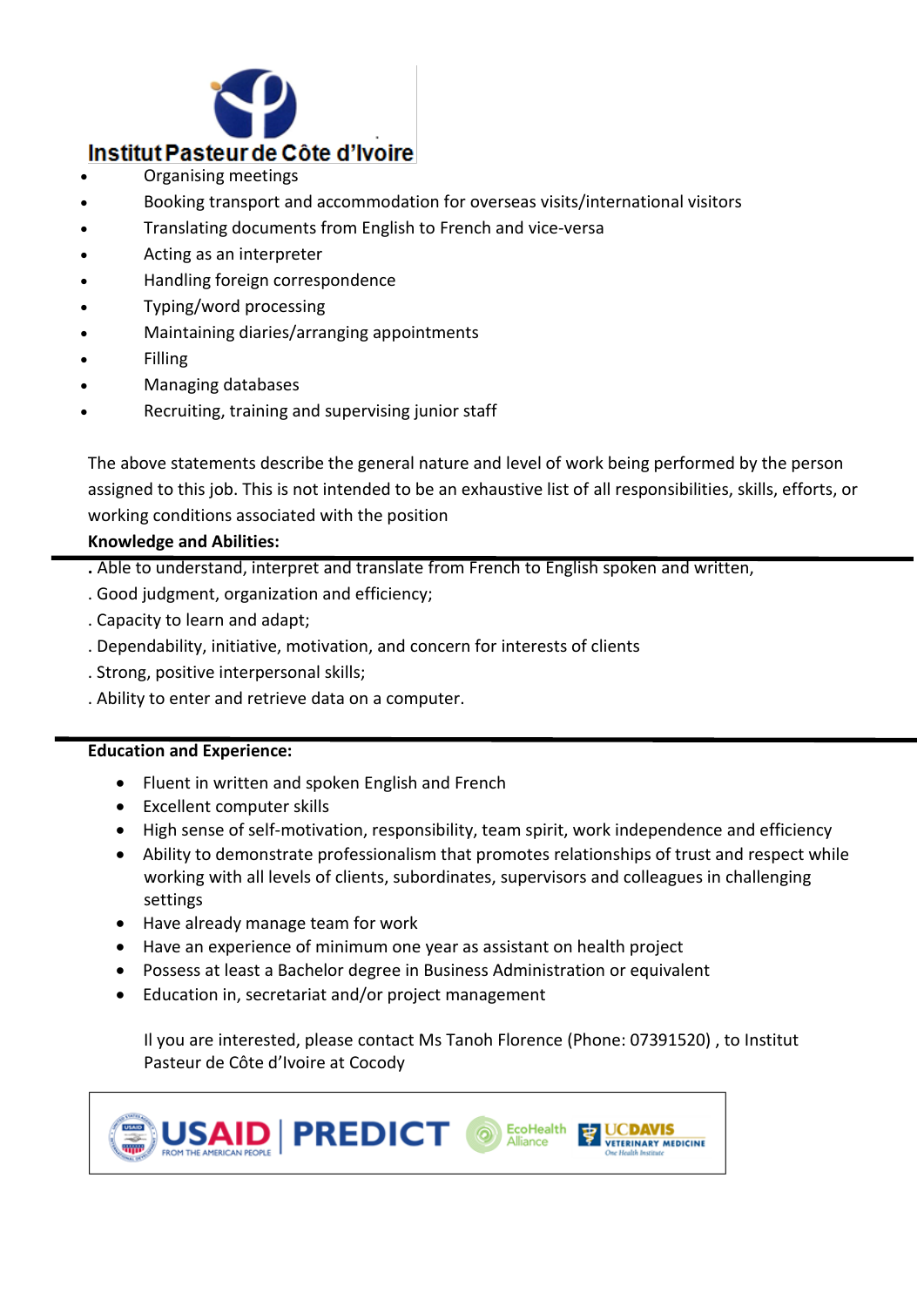Institut Pasteur de Côte d'Ivoire

- Organising meetings
- Booking transport and accommodation for overseas visits/international visitors
- Translating documents from English to French and vice-versa
- Acting as an interpreter
- Handling foreign correspondence
- Typing/word processing
- Maintaining diaries/arranging appointments
- Filling
- Managing databases
- Recruiting, training and supervising junior staff

The above statements describe the general nature and level of work being performed by the person assigned to this job. This is not intended to be an exhaustive list of all responsibilities, skills, efforts, or working conditions associated with the position

**Knowledge and Abilities:**

. Able to understand, interpret and translate from French to English spoken and written,
. Good judgment, organization and efficiency;
. Capacity to learn and adapt;
. Dependability, initiative, motivation, and concern for interests of clients
. Strong, positive interpersonal skills;
. Ability to enter and retrieve data on a computer.

**Education and Experience:**

- Fluent in written and spoken English and French
- Excellent computer skills
- High sense of self-motivation, responsibility, team spirit, work independence and efficiency
- Ability to demonstrate professionalism that promotes relationships of trust and respect while working with all levels of clients, subordinates, supervisors and colleagues in challenging settings
- Have already manage team for work
- Have an experience of minimum one year as assistant on health project
- Possess at least a Bachelor degree in Business Administration or equivalent
- Education in, secretariat and/or project management

Il you are interested, please contact Ms Tanoh Florence (Phone: 07391520) , to Institut Pasteur de Côte d'Ivoire at Cocody

USAID FROM THE AMERICAN PEOPLE | PREDICT | EcoHealth Alliance | UCDAVIS VETERINARY MEDICINE One Health Institute